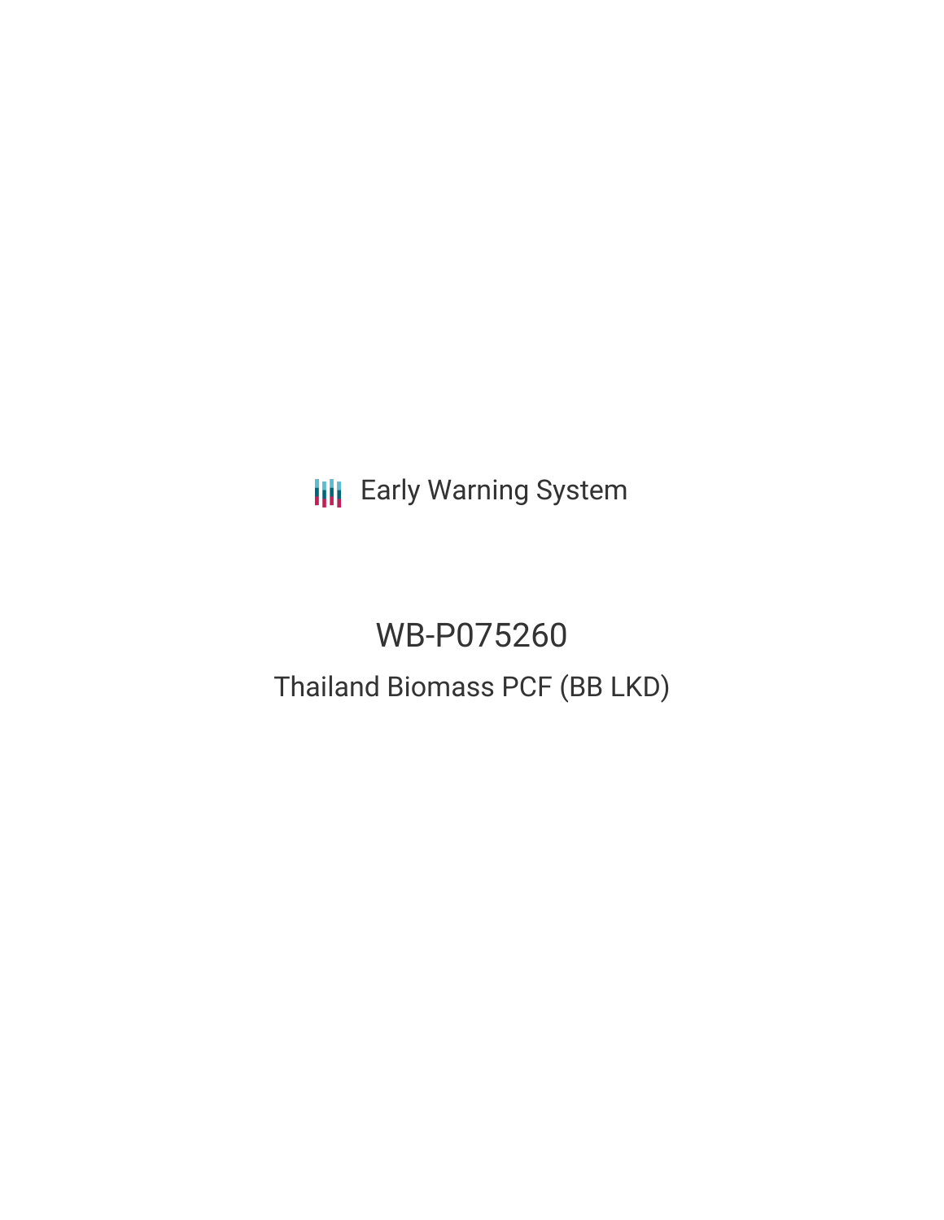Early Warning System

# WB-P075260

## Thailand Biomass PCF (BB LKD)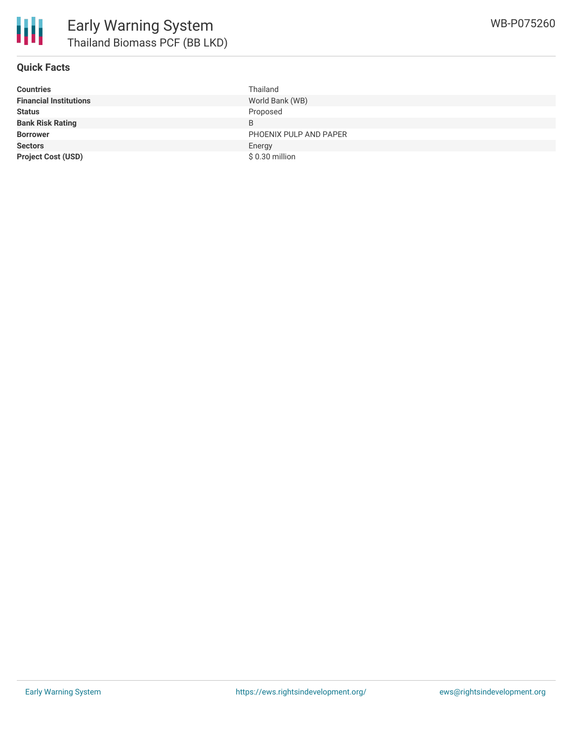## Quick Facts

| | |
|---|---|
| **Countries** | Thailand |
| **Financial Institutions** | World Bank (WB) |
| **Status** | Proposed |
| **Bank Risk Rating** | B |
| **Borrower** | PHOENIX PULP AND PAPER |
| **Sectors** | Energy |
| **Project Cost (USD)** | $ 0.30 million |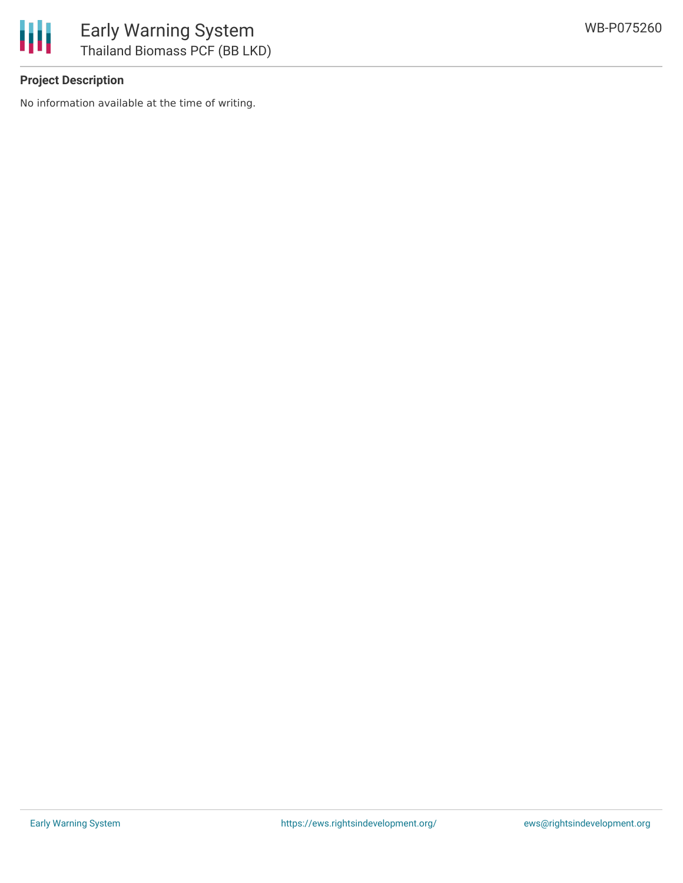## Project Description

No information available at the time of writing.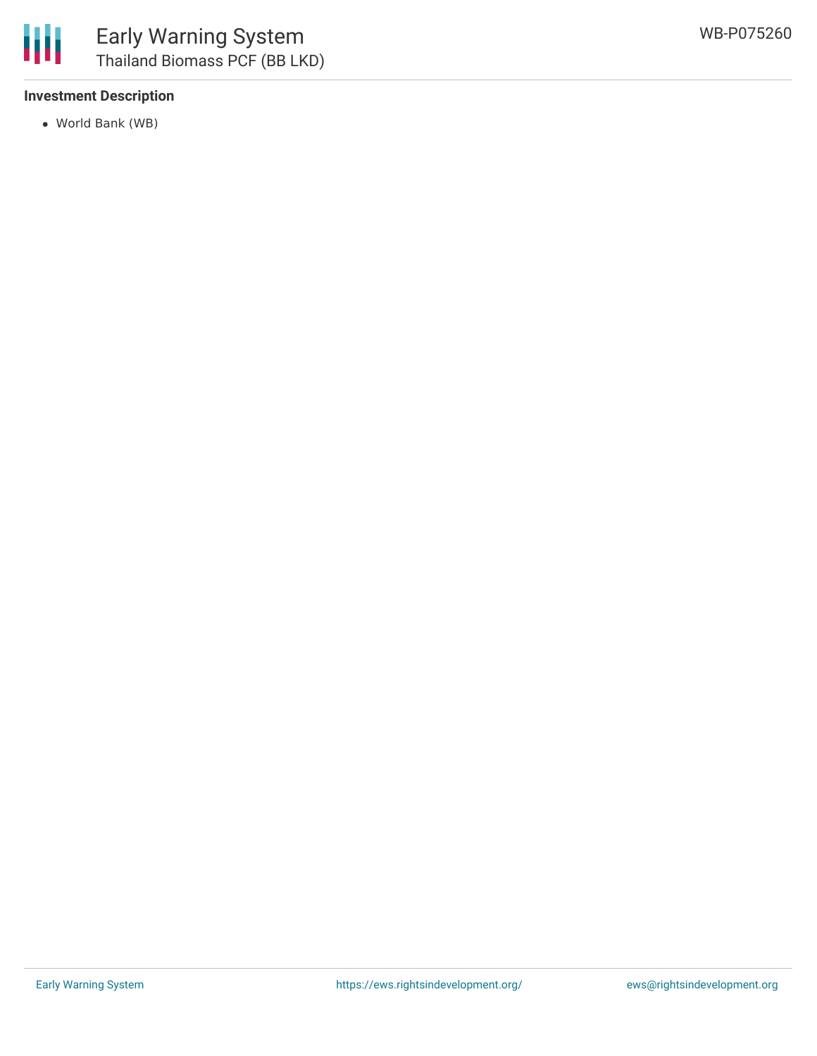### Investment Description

- World Bank (WB)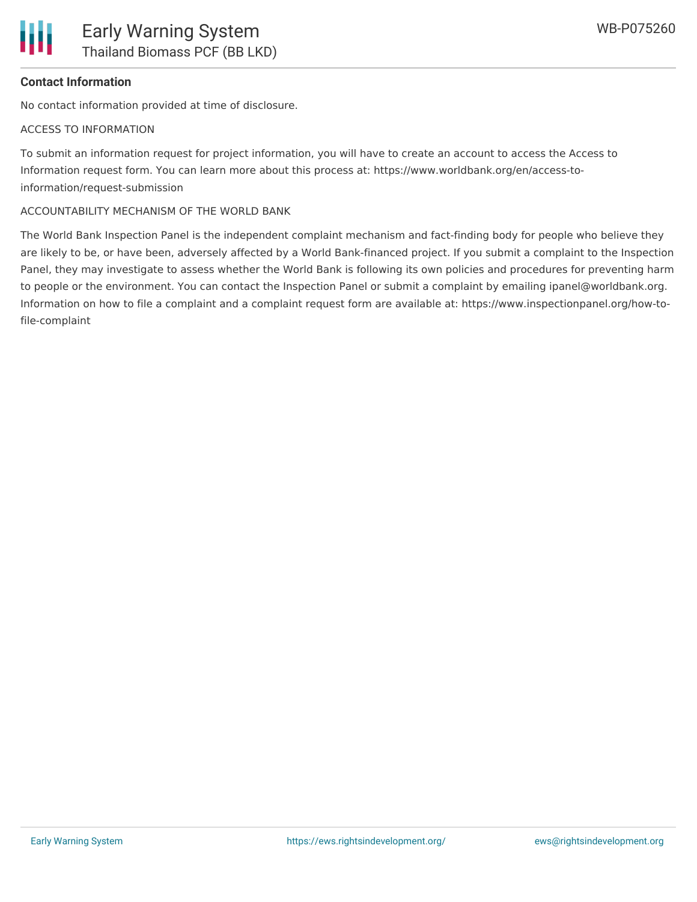**Contact Information**

No contact information provided at time of disclosure.

ACCESS TO INFORMATION

To submit an information request for project information, you will have to create an account to access the Access to Information request form. You can learn more about this process at: https://www.worldbank.org/en/access-to-information/request-submission

ACCOUNTABILITY MECHANISM OF THE WORLD BANK

The World Bank Inspection Panel is the independent complaint mechanism and fact-finding body for people who believe they are likely to be, or have been, adversely affected by a World Bank-financed project. If you submit a complaint to the Inspection Panel, they may investigate to assess whether the World Bank is following its own policies and procedures for preventing harm to people or the environment. You can contact the Inspection Panel or submit a complaint by emailing ipanel@worldbank.org. Information on how to file a complaint and a complaint request form are available at: https://www.inspectionpanel.org/how-to-file-complaint